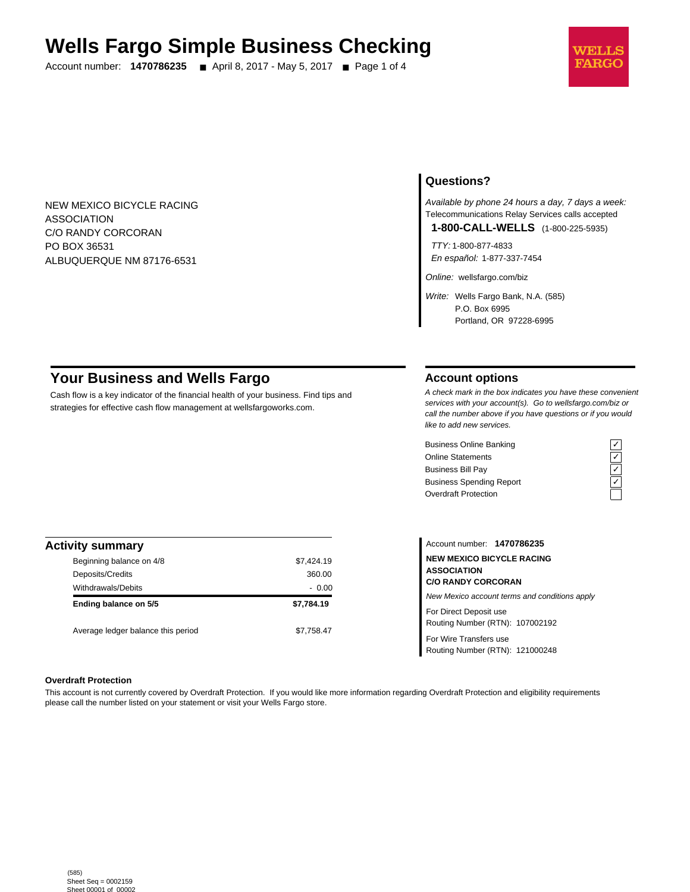# Wells Fargo Simple Business Checking

Account number: **1470786235** ■ April 8, 2017 - May 5, 2017

WELLS FARGO

NEW MEXICO BICYCLE RACING
ASSOCIATION
C/O RANDY CORCORAN
PO BOX 36531
ALBUQUERQUE NM 87176-6531

## Questions?

*Available by phone 24 hours a day, 7 days a week:*
Telecommunications Relay Services calls accepted

**1-800-CALL-WELLS** (1-800-225-5935)

*TTY:* 1-800-877-4833
*En español:* 1-877-337-7454

*Online:* wellsfargo.com/biz

*Write:* Wells Fargo Bank, N.A. (585)
P.O. Box 6995
Portland, OR 97228-6995

## Your Business and Wells Fargo

Cash flow is a key indicator of the financial health of your business. Find tips and strategies for effective cash flow management at wellsfargoworks.com.

## Account options

*A check mark in the box indicates you have these convenient services with your account(s). Go to wellsfargo.com/biz or call the number above if you have questions or if you would like to add new services.*

| Service | |
|---|---|
| Business Online Banking | ✓ |
| Online Statements | ✓ |
| Business Bill Pay | ✓ |
| Business Spending Report | ✓ |
| Overdraft Protection | |

## Activity summary

| | |
|---|---|
| Beginning balance on 4/8 | $7,424.19 |
| Deposits/Credits | 360.00 |
| Withdrawals/Debits | - 0.00 |
| **Ending balance on 5/5** | **$7,784.19** |
| Average ledger balance this period | $7,758.47 |

Account number: **1470786235**

**NEW MEXICO BICYCLE RACING ASSOCIATION C/O RANDY CORCORAN**

*New Mexico account terms and conditions apply*

For Direct Deposit use
Routing Number (RTN): 107002192

For Wire Transfers use
Routing Number (RTN): 121000248

**Overdraft Protection**

This account is not currently covered by Overdraft Protection. If you would like more information regarding Overdraft Protection and eligibility requirements please call the number listed on your statement or visit your Wells Fargo store.

(585)
Sheet Seq = 0002159
Sheet 00001 of 00002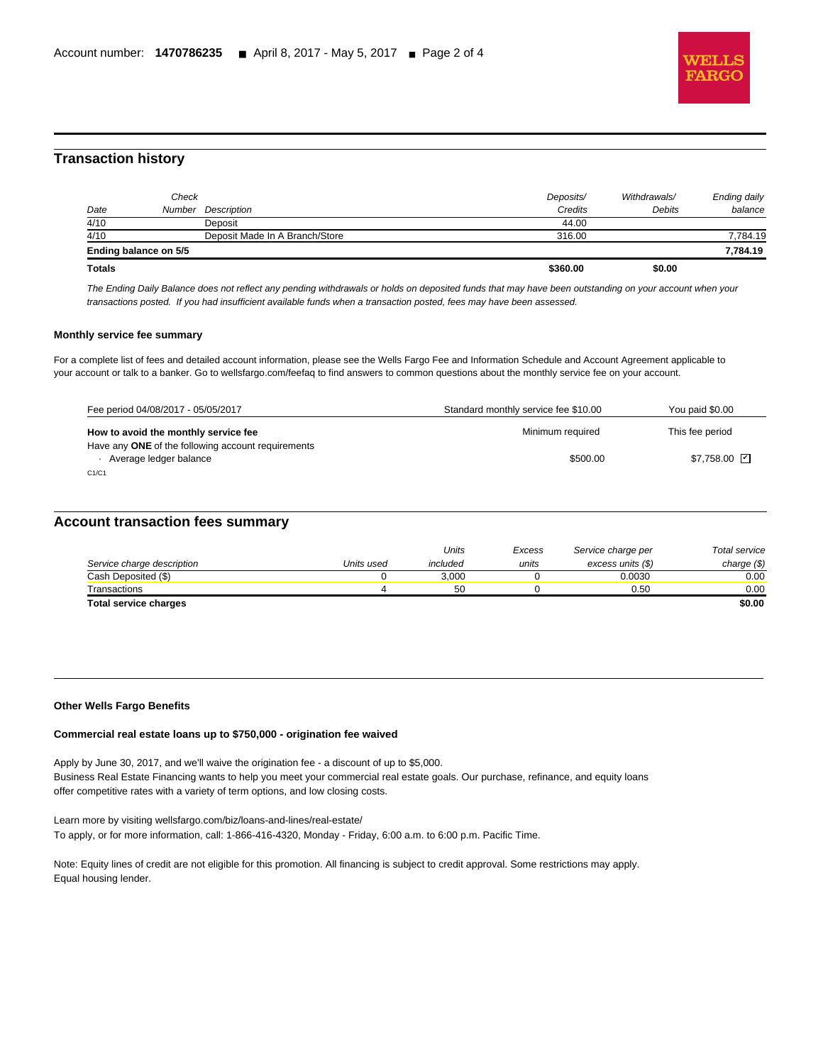## Transaction history

| Date | Check Number | Description | Deposits/ Credits | Withdrawals/ Debits | Ending daily balance |
|---|---|---|---|---|---|
| 4/10 | | Deposit | 44.00 | | |
| 4/10 | | Deposit Made In A Branch/Store | 316.00 | | 7,784.19 |
| **Ending balance on 5/5** | | | | | **7,784.19** |
| **Totals** | | | **$360.00** | **$0.00** | |

*The Ending Daily Balance does not reflect any pending withdrawals or holds on deposited funds that may have been outstanding on your account when your transactions posted. If you had insufficient available funds when a transaction posted, fees may have been assessed.*

### Monthly service fee summary

For a complete list of fees and detailed account information, please see the Wells Fargo Fee and Information Schedule and Account Agreement applicable to your account or talk to a banker. Go to wellsfargo.com/feefaq to find answers to common questions about the monthly service fee on your account.

| Fee period 04/08/2017 - 05/05/2017 | Standard monthly service fee $10.00 | You paid $0.00 |
|---|---|---|
| **How to avoid the monthly service fee** | Minimum required | This fee period |
| Have any **ONE** of the following account requirements | | |
| · Average ledger balance | $500.00 | $7,758.00 ☑ |

C1/C1

## Account transaction fees summary

| Service charge description | Units used | Units included | Excess units | Service charge per excess units ($) | Total service charge ($) |
|---|---|---|---|---|---|
| Cash Deposited ($) | 0 | 3,000 | 0 | 0.0030 | 0.00 |
| Transactions | 4 | 50 | 0 | 0.50 | 0.00 |
| **Total service charges** | | | | | **$0.00** |

### Other Wells Fargo Benefits

**Commercial real estate loans up to $750,000 - origination fee waived**

Apply by June 30, 2017, and we'll waive the origination fee - a discount of up to $5,000.
Business Real Estate Financing wants to help you meet your commercial real estate goals. Our purchase, refinance, and equity loans offer competitive rates with a variety of term options, and low closing costs.

Learn more by visiting wellsfargo.com/biz/loans-and-lines/real-estate/
To apply, or for more information, call: 1-866-416-4320, Monday - Friday, 6:00 a.m. to 6:00 p.m. Pacific Time.

Note: Equity lines of credit are not eligible for this promotion. All financing is subject to credit approval. Some restrictions may apply. Equal housing lender.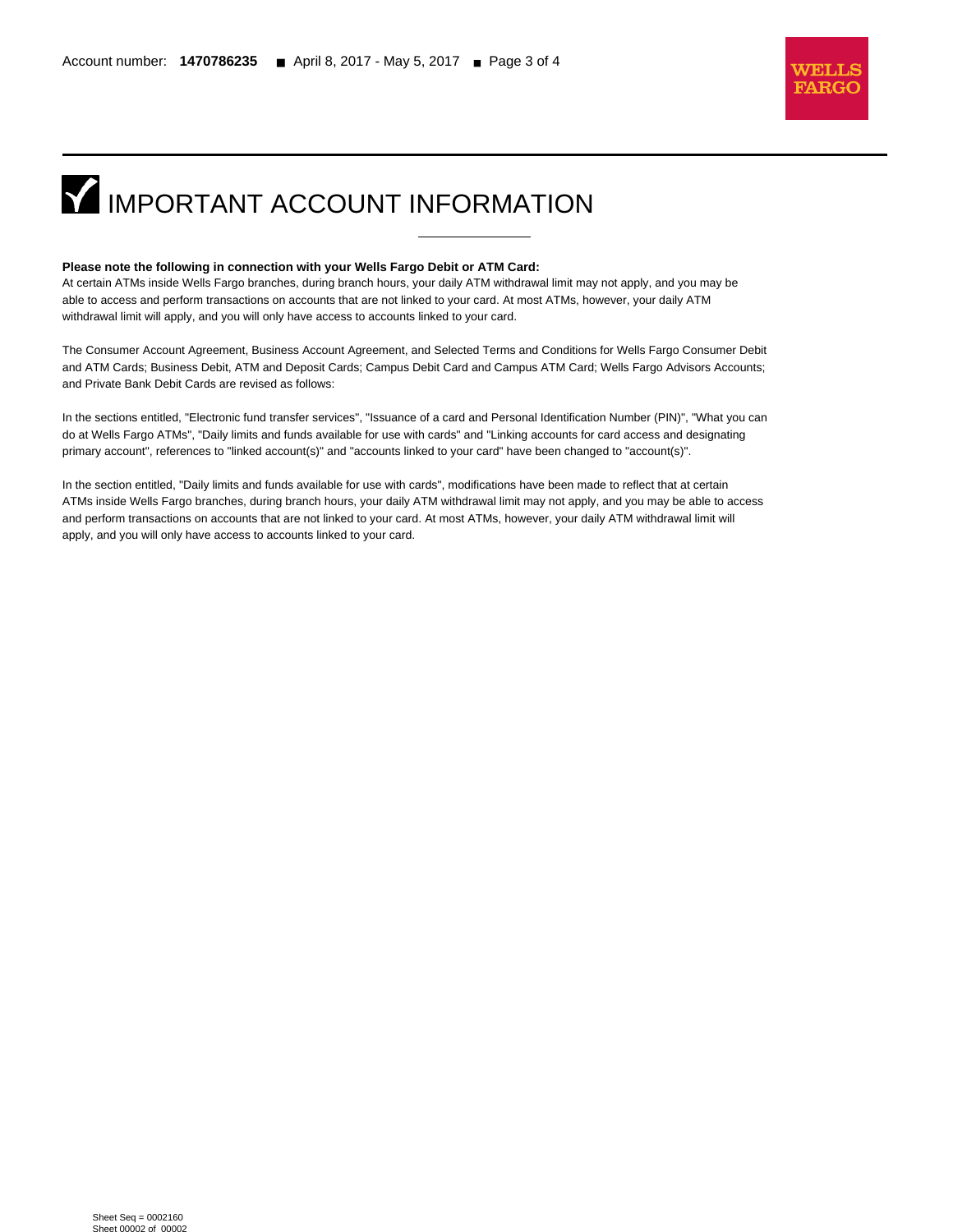# IMPORTANT ACCOUNT INFORMATION

**Please note the following in connection with your Wells Fargo Debit or ATM Card:**
At certain ATMs inside Wells Fargo branches, during branch hours, your daily ATM withdrawal limit may not apply, and you may be able to access and perform transactions on accounts that are not linked to your card. At most ATMs, however, your daily ATM withdrawal limit will apply, and you will only have access to accounts linked to your card.

The Consumer Account Agreement, Business Account Agreement, and Selected Terms and Conditions for Wells Fargo Consumer Debit and ATM Cards; Business Debit, ATM and Deposit Cards; Campus Debit Card and Campus ATM Card; Wells Fargo Advisors Accounts; and Private Bank Debit Cards are revised as follows:

In the sections entitled, "Electronic fund transfer services", "Issuance of a card and Personal Identification Number (PIN)", "What you can do at Wells Fargo ATMs", "Daily limits and funds available for use with cards" and "Linking accounts for card access and designating primary account", references to "linked account(s)" and "accounts linked to your card" have been changed to "account(s)".

In the section entitled, "Daily limits and funds available for use with cards", modifications have been made to reflect that at certain ATMs inside Wells Fargo branches, during branch hours, your daily ATM withdrawal limit may not apply, and you may be able to access and perform transactions on accounts that are not linked to your card. At most ATMs, however, your daily ATM withdrawal limit will apply, and you will only have access to accounts linked to your card.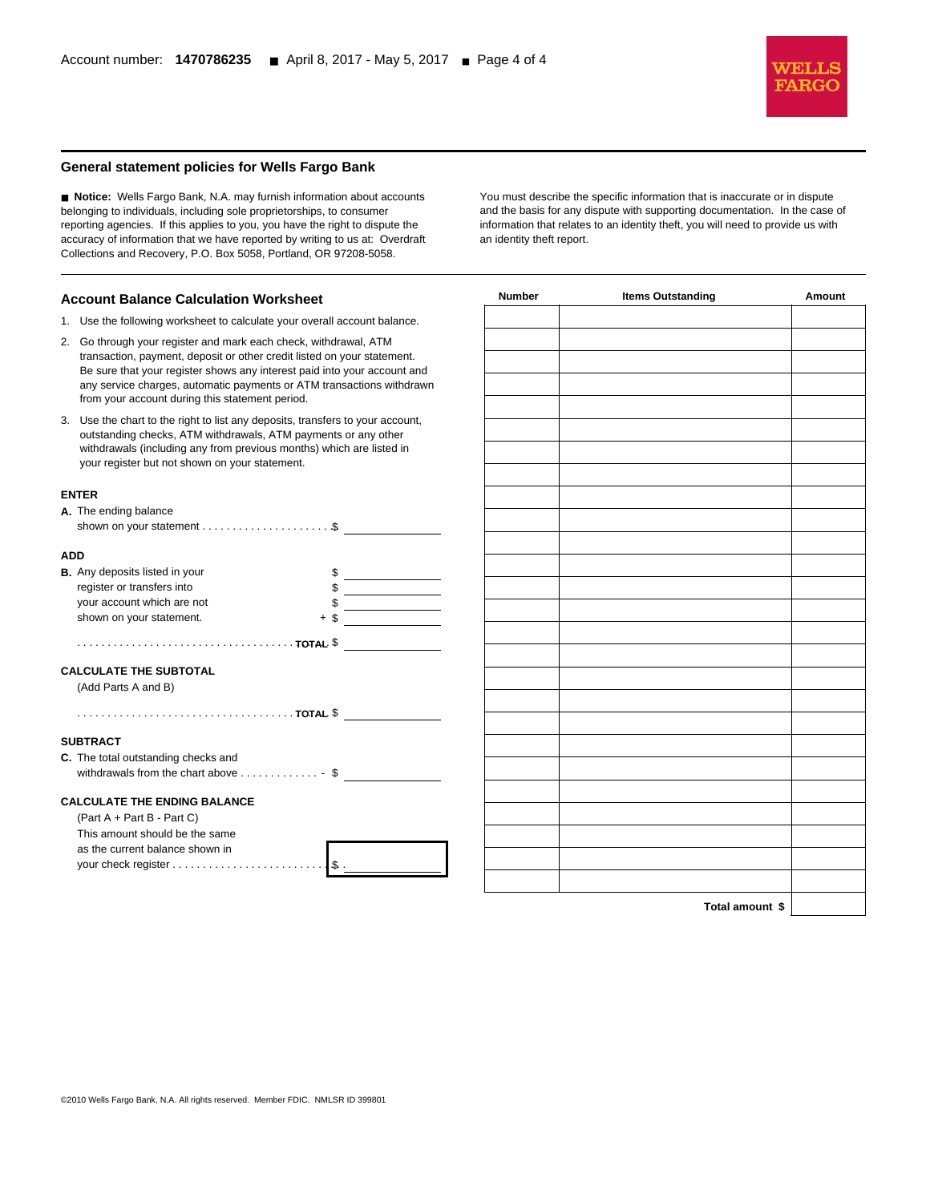## General statement policies for Wells Fargo Bank

■ **Notice:** Wells Fargo Bank, N.A. may furnish information about accounts belonging to individuals, including sole proprietorships, to consumer reporting agencies. If this applies to you, you have the right to dispute the accuracy of information that we have reported by writing to us at: Overdraft Collections and Recovery, P.O. Box 5058, Portland, OR 97208-5058.

You must describe the specific information that is inaccurate or in dispute and the basis for any dispute with supporting documentation. In the case of information that relates to an identity theft, you will need to provide us with an identity theft report.

### Account Balance Calculation Worksheet

1. Use the following worksheet to calculate your overall account balance.
2. Go through your register and mark each check, withdrawal, ATM transaction, payment, deposit or other credit listed on your statement. Be sure that your register shows any interest paid into your account and any service charges, automatic payments or ATM transactions withdrawn from your account during this statement period.
3. Use the chart to the right to list any deposits, transfers to your account, outstanding checks, ATM withdrawals, ATM payments or any other withdrawals (including any from previous months) which are listed in your register but not shown on your statement.

**ENTER**

**A.** The ending balance shown on your statement . . . . . . . . . . . . . . . . . . . . . $ ____________

**ADD**

**B.** Any deposits listed in your register or transfers into your account which are not shown on your statement.

$ ____________
$ ____________
$ ____________
\+ $ ____________

. . . . . . . . . . . . . . . . . . . . . . . . . . . . . . . . . . . **TOTAL** $ ____________

**CALCULATE THE SUBTOTAL**

(Add Parts A and B)

. . . . . . . . . . . . . . . . . . . . . . . . . . . . . . . . . . . **TOTAL** $ ____________

**SUBTRACT**

**C.** The total outstanding checks and withdrawals from the chart above . . . . . . . . . . . . . - $ ____________

**CALCULATE THE ENDING BALANCE**

(Part A + Part B - Part C)
This amount should be the same as the current balance shown in your check register . . . . . . . . . . . . . . . . . . . . . . . . $ ____________

| Number | Items Outstanding | Amount |
|---|---|---|
| | | |
| | | |
| | | |
| | | |
| | | |
| | | |
| | | |
| | | |
| | | |
| | | |
| | | |
| | | |
| | | |
| | | |
| | | |
| | | |
| | | |
| | | |
| | | |
| | | |
| | | |
| | | |
| | | |
| | | |
| | | |
| | | |
| | **Total amount $** | |

©2010 Wells Fargo Bank, N.A. All rights reserved. Member FDIC. NMLSR ID 399801